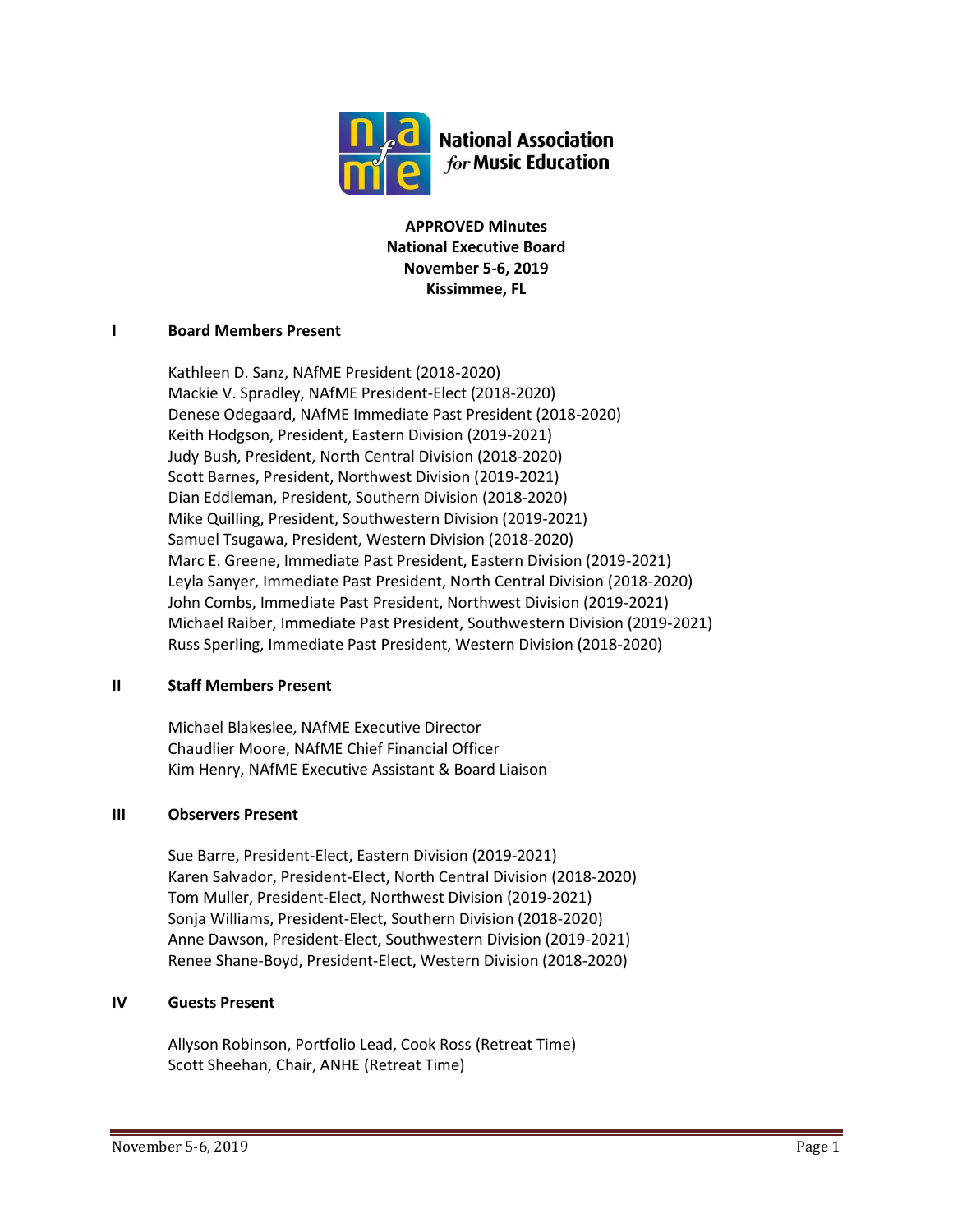**National Association for Music Education**

**APPROVED Minutes**
**National Executive Board**
**November 5-6, 2019**
**Kissimmee, FL**

## I Board Members Present

Kathleen D. Sanz, NAfME President (2018-2020)
Mackie V. Spradley, NAfME President-Elect (2018-2020)
Denese Odegaard, NAfME Immediate Past President (2018-2020)
Keith Hodgson, President, Eastern Division (2019-2021)
Judy Bush, President, North Central Division (2018-2020)
Scott Barnes, President, Northwest Division (2019-2021)
Dian Eddleman, President, Southern Division (2018-2020)
Mike Quilling, President, Southwestern Division (2019-2021)
Samuel Tsugawa, President, Western Division (2018-2020)
Marc E. Greene, Immediate Past President, Eastern Division (2019-2021)
Leyla Sanyer, Immediate Past President, North Central Division (2018-2020)
John Combs, Immediate Past President, Northwest Division (2019-2021)
Michael Raiber, Immediate Past President, Southwestern Division (2019-2021)
Russ Sperling, Immediate Past President, Western Division (2018-2020)

## II Staff Members Present

Michael Blakeslee, NAfME Executive Director
Chaudlier Moore, NAfME Chief Financial Officer
Kim Henry, NAfME Executive Assistant & Board Liaison

## III Observers Present

Sue Barre, President-Elect, Eastern Division (2019-2021)
Karen Salvador, President-Elect, North Central Division (2018-2020)
Tom Muller, President-Elect, Northwest Division (2019-2021)
Sonja Williams, President-Elect, Southern Division (2018-2020)
Anne Dawson, President-Elect, Southwestern Division (2019-2021)
Renee Shane-Boyd, President-Elect, Western Division (2018-2020)

## IV Guests Present

Allyson Robinson, Portfolio Lead, Cook Ross (Retreat Time)
Scott Sheehan, Chair, ANHE (Retreat Time)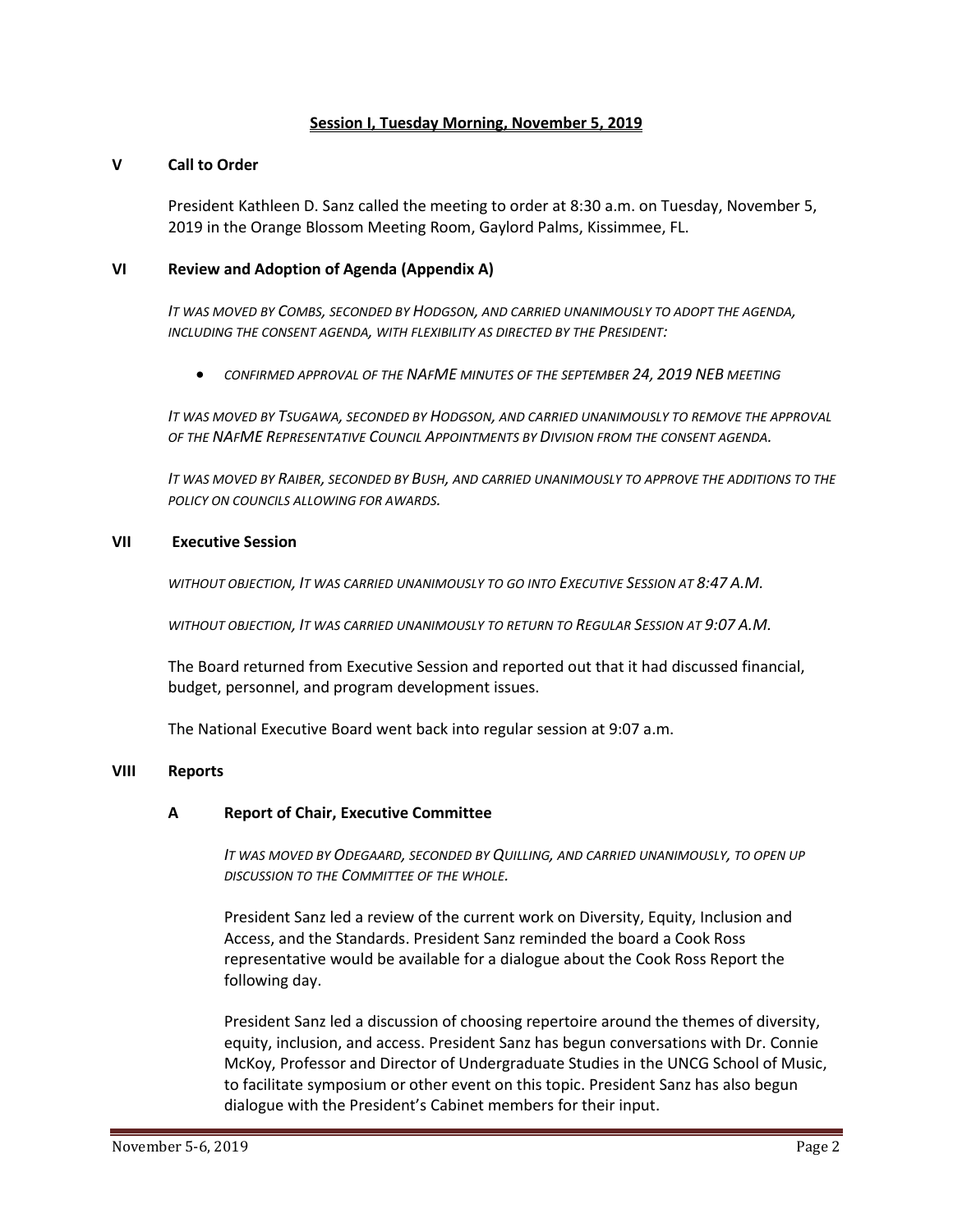## Session I, Tuesday Morning, November 5, 2019

### V Call to Order

President Kathleen D. Sanz called the meeting to order at 8:30 a.m. on Tuesday, November 5, 2019 in the Orange Blossom Meeting Room, Gaylord Palms, Kissimmee, FL.

### VI Review and Adoption of Agenda (Appendix A)

*IT WAS MOVED BY COMBS, SECONDED BY HODGSON, AND CARRIED UNANIMOUSLY TO ADOPT THE AGENDA, INCLUDING THE CONSENT AGENDA, WITH FLEXIBILITY AS DIRECTED BY THE PRESIDENT:*

- *CONFIRMED APPROVAL OF THE NAFME MINUTES OF THE SEPTEMBER 24, 2019 NEB MEETING*

*IT WAS MOVED BY TSUGAWA, SECONDED BY HODGSON, AND CARRIED UNANIMOUSLY TO REMOVE THE APPROVAL OF THE NAFME REPRESENTATIVE COUNCIL APPOINTMENTS BY DIVISION FROM THE CONSENT AGENDA.*

*IT WAS MOVED BY RAIBER, SECONDED BY BUSH, AND CARRIED UNANIMOUSLY TO APPROVE THE ADDITIONS TO THE POLICY ON COUNCILS ALLOWING FOR AWARDS.*

### VII Executive Session

*WITHOUT OBJECTION, IT WAS CARRIED UNANIMOUSLY TO GO INTO EXECUTIVE SESSION AT 8:47 A.M.*

*WITHOUT OBJECTION, IT WAS CARRIED UNANIMOUSLY TO RETURN TO REGULAR SESSION AT 9:07 A.M.*

The Board returned from Executive Session and reported out that it had discussed financial, budget, personnel, and program development issues.

The National Executive Board went back into regular session at 9:07 a.m.

### VIII Reports

#### A Report of Chair, Executive Committee

*IT WAS MOVED BY ODEGAARD, SECONDED BY QUILLING, AND CARRIED UNANIMOUSLY, TO OPEN UP DISCUSSION TO THE COMMITTEE OF THE WHOLE.*

President Sanz led a review of the current work on Diversity, Equity, Inclusion and Access, and the Standards. President Sanz reminded the board a Cook Ross representative would be available for a dialogue about the Cook Ross Report the following day.

President Sanz led a discussion of choosing repertoire around the themes of diversity, equity, inclusion, and access. President Sanz has begun conversations with Dr. Connie McKoy, Professor and Director of Undergraduate Studies in the UNCG School of Music, to facilitate symposium or other event on this topic. President Sanz has also begun dialogue with the President's Cabinet members for their input.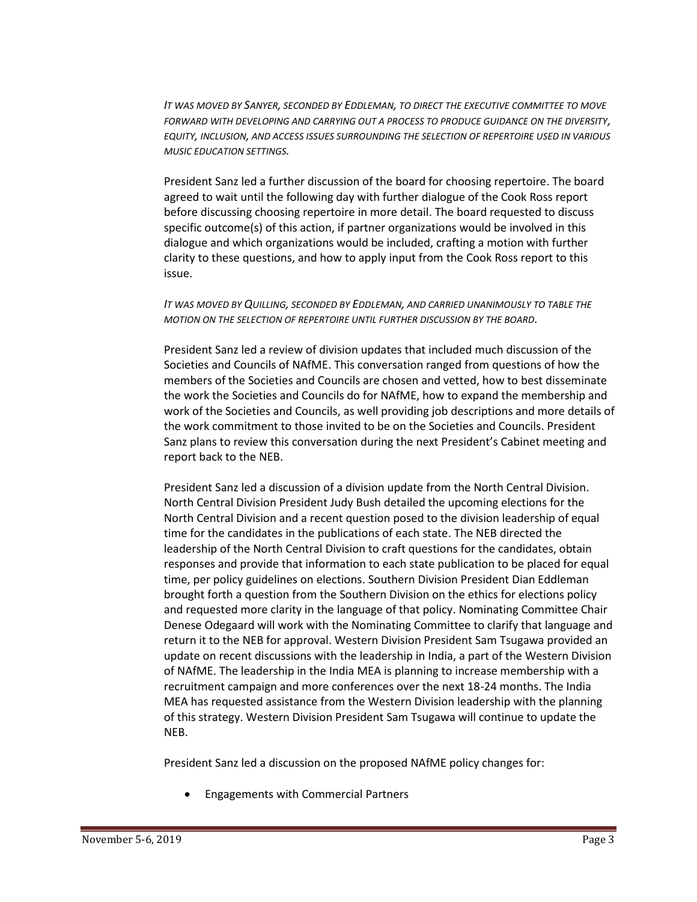*IT WAS MOVED BY SANYER, SECONDED BY EDDLEMAN, TO DIRECT THE EXECUTIVE COMMITTEE TO MOVE FORWARD WITH DEVELOPING AND CARRYING OUT A PROCESS TO PRODUCE GUIDANCE ON THE DIVERSITY, EQUITY, INCLUSION, AND ACCESS ISSUES SURROUNDING THE SELECTION OF REPERTOIRE USED IN VARIOUS MUSIC EDUCATION SETTINGS.*

President Sanz led a further discussion of the board for choosing repertoire. The board agreed to wait until the following day with further dialogue of the Cook Ross report before discussing choosing repertoire in more detail. The board requested to discuss specific outcome(s) of this action, if partner organizations would be involved in this dialogue and which organizations would be included, crafting a motion with further clarity to these questions, and how to apply input from the Cook Ross report to this issue.

*IT WAS MOVED BY QUILLING, SECONDED BY EDDLEMAN, AND CARRIED UNANIMOUSLY TO TABLE THE MOTION ON THE SELECTION OF REPERTOIRE UNTIL FURTHER DISCUSSION BY THE BOARD.*

President Sanz led a review of division updates that included much discussion of the Societies and Councils of NAfME. This conversation ranged from questions of how the members of the Societies and Councils are chosen and vetted, how to best disseminate the work the Societies and Councils do for NAfME, how to expand the membership and work of the Societies and Councils, as well providing job descriptions and more details of the work commitment to those invited to be on the Societies and Councils. President Sanz plans to review this conversation during the next President's Cabinet meeting and report back to the NEB.

President Sanz led a discussion of a division update from the North Central Division. North Central Division President Judy Bush detailed the upcoming elections for the North Central Division and a recent question posed to the division leadership of equal time for the candidates in the publications of each state. The NEB directed the leadership of the North Central Division to craft questions for the candidates, obtain responses and provide that information to each state publication to be placed for equal time, per policy guidelines on elections. Southern Division President Dian Eddleman brought forth a question from the Southern Division on the ethics for elections policy and requested more clarity in the language of that policy. Nominating Committee Chair Denese Odegaard will work with the Nominating Committee to clarify that language and return it to the NEB for approval. Western Division President Sam Tsugawa provided an update on recent discussions with the leadership in India, a part of the Western Division of NAfME. The leadership in the India MEA is planning to increase membership with a recruitment campaign and more conferences over the next 18-24 months. The India MEA has requested assistance from the Western Division leadership with the planning of this strategy. Western Division President Sam Tsugawa will continue to update the NEB.

President Sanz led a discussion on the proposed NAfME policy changes for:

- Engagements with Commercial Partners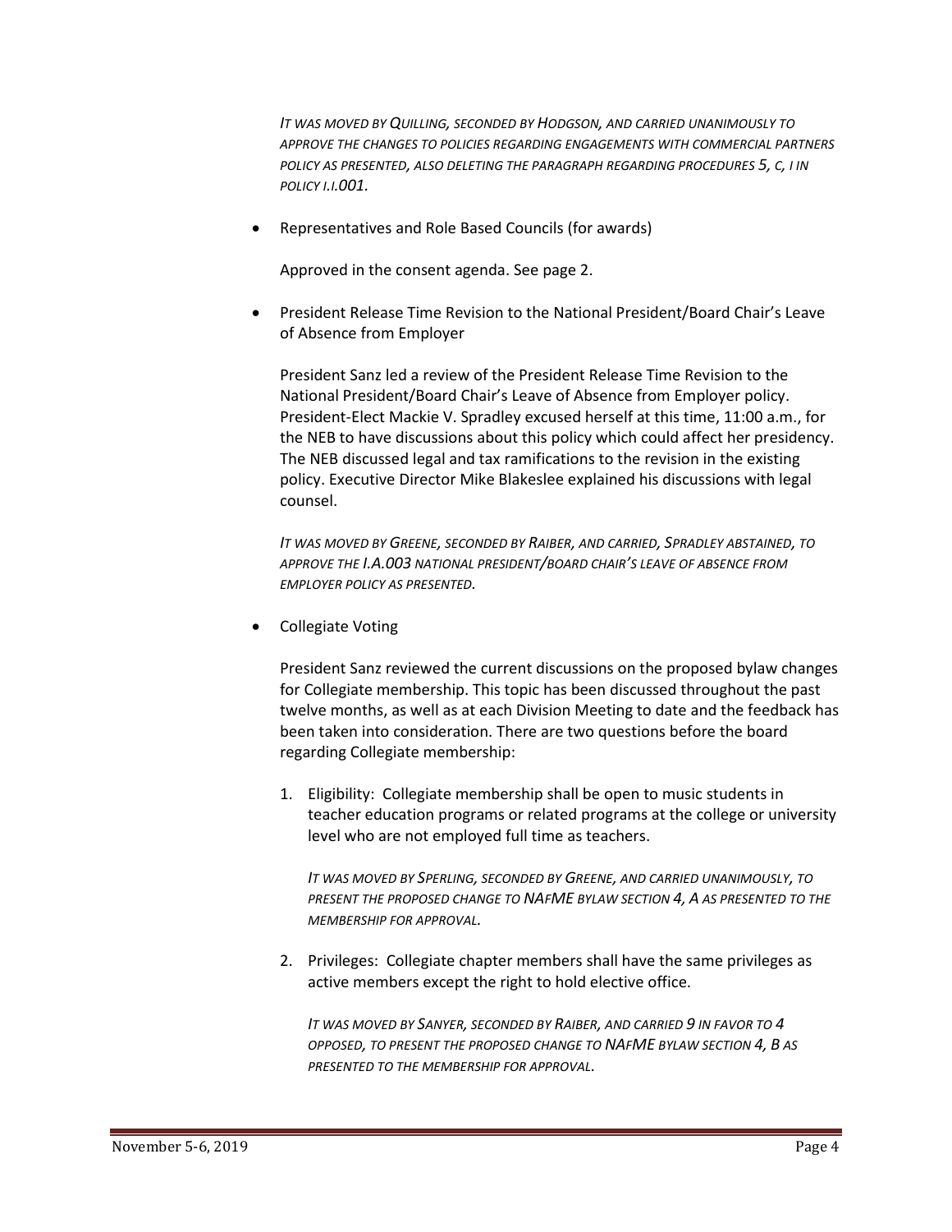*IT WAS MOVED BY QUILLING, SECONDED BY HODGSON, AND CARRIED UNANIMOUSLY TO APPROVE THE CHANGES TO POLICIES REGARDING ENGAGEMENTS WITH COMMERCIAL PARTNERS POLICY AS PRESENTED, ALSO DELETING THE PARAGRAPH REGARDING PROCEDURES 5, C, I IN POLICY I.I.001.*

- Representatives and Role Based Councils (for awards)

  Approved in the consent agenda. See page 2.

- President Release Time Revision to the National President/Board Chair's Leave of Absence from Employer

  President Sanz led a review of the President Release Time Revision to the National President/Board Chair's Leave of Absence from Employer policy. President-Elect Mackie V. Spradley excused herself at this time, 11:00 a.m., for the NEB to have discussions about this policy which could affect her presidency. The NEB discussed legal and tax ramifications to the revision in the existing policy. Executive Director Mike Blakeslee explained his discussions with legal counsel.

  *IT WAS MOVED BY GREENE, SECONDED BY RAIBER, AND CARRIED, SPRADLEY ABSTAINED, TO APPROVE THE I.A.003 NATIONAL PRESIDENT/BOARD CHAIR'S LEAVE OF ABSENCE FROM EMPLOYER POLICY AS PRESENTED.*

- Collegiate Voting

  President Sanz reviewed the current discussions on the proposed bylaw changes for Collegiate membership. This topic has been discussed throughout the past twelve months, as well as at each Division Meeting to date and the feedback has been taken into consideration. There are two questions before the board regarding Collegiate membership:

  1. Eligibility: Collegiate membership shall be open to music students in teacher education programs or related programs at the college or university level who are not employed full time as teachers.

     *IT WAS MOVED BY SPERLING, SECONDED BY GREENE, AND CARRIED UNANIMOUSLY, TO PRESENT THE PROPOSED CHANGE TO NAFME BYLAW SECTION 4, A AS PRESENTED TO THE MEMBERSHIP FOR APPROVAL.*

  2. Privileges: Collegiate chapter members shall have the same privileges as active members except the right to hold elective office.

     *IT WAS MOVED BY SANYER, SECONDED BY RAIBER, AND CARRIED 9 IN FAVOR TO 4 OPPOSED, TO PRESENT THE PROPOSED CHANGE TO NAFME BYLAW SECTION 4, B AS PRESENTED TO THE MEMBERSHIP FOR APPROVAL.*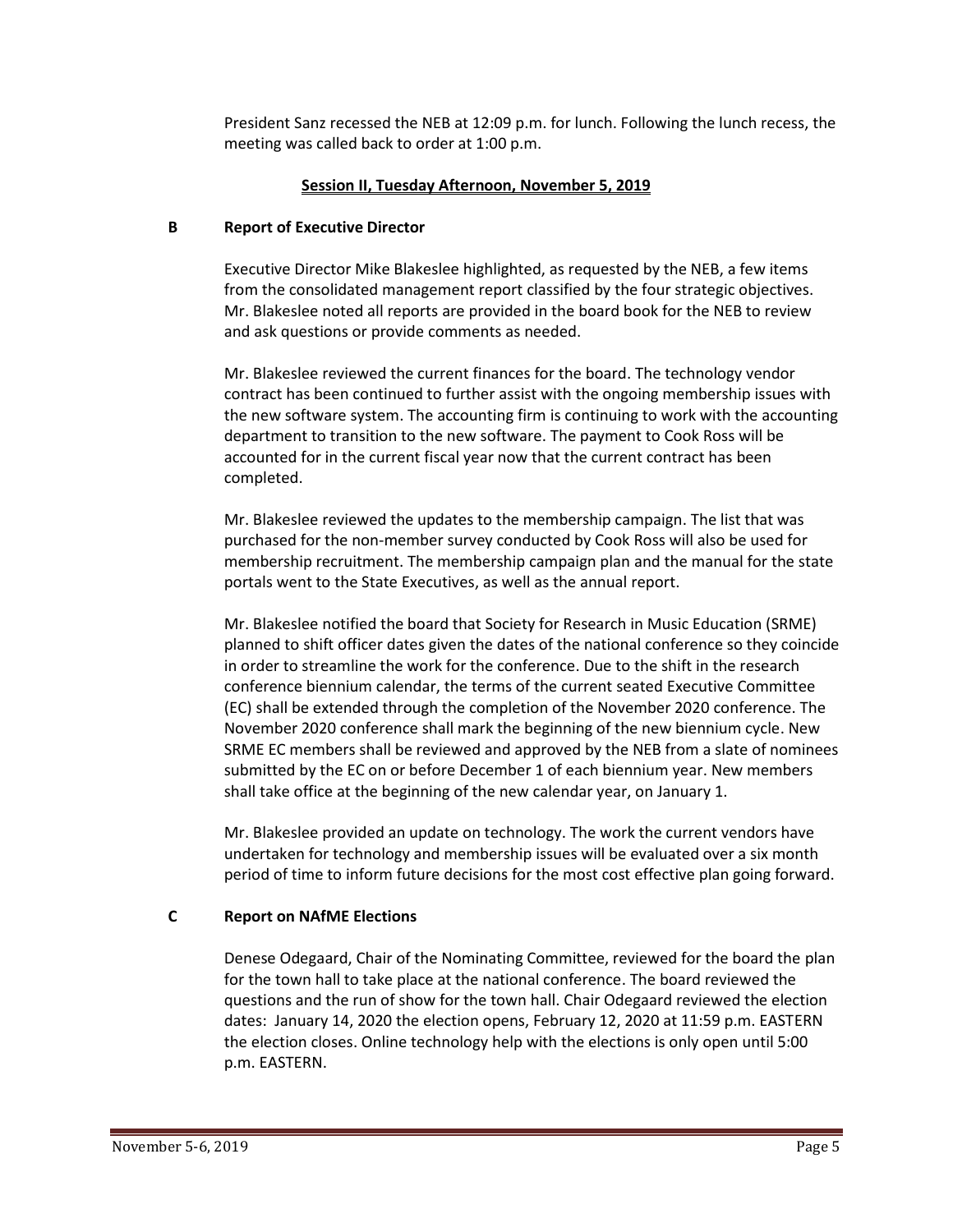President Sanz recessed the NEB at 12:09 p.m. for lunch. Following the lunch recess, the meeting was called back to order at 1:00 p.m.

**Session II, Tuesday Afternoon, November 5, 2019**

**B Report of Executive Director**

Executive Director Mike Blakeslee highlighted, as requested by the NEB, a few items from the consolidated management report classified by the four strategic objectives. Mr. Blakeslee noted all reports are provided in the board book for the NEB to review and ask questions or provide comments as needed.

Mr. Blakeslee reviewed the current finances for the board. The technology vendor contract has been continued to further assist with the ongoing membership issues with the new software system. The accounting firm is continuing to work with the accounting department to transition to the new software. The payment to Cook Ross will be accounted for in the current fiscal year now that the current contract has been completed.

Mr. Blakeslee reviewed the updates to the membership campaign. The list that was purchased for the non-member survey conducted by Cook Ross will also be used for membership recruitment. The membership campaign plan and the manual for the state portals went to the State Executives, as well as the annual report.

Mr. Blakeslee notified the board that Society for Research in Music Education (SRME) planned to shift officer dates given the dates of the national conference so they coincide in order to streamline the work for the conference. Due to the shift in the research conference biennium calendar, the terms of the current seated Executive Committee (EC) shall be extended through the completion of the November 2020 conference. The November 2020 conference shall mark the beginning of the new biennium cycle. New SRME EC members shall be reviewed and approved by the NEB from a slate of nominees submitted by the EC on or before December 1 of each biennium year. New members shall take office at the beginning of the new calendar year, on January 1.

Mr. Blakeslee provided an update on technology. The work the current vendors have undertaken for technology and membership issues will be evaluated over a six month period of time to inform future decisions for the most cost effective plan going forward.

**C Report on NAfME Elections**

Denese Odegaard, Chair of the Nominating Committee, reviewed for the board the plan for the town hall to take place at the national conference. The board reviewed the questions and the run of show for the town hall. Chair Odegaard reviewed the election dates: January 14, 2020 the election opens, February 12, 2020 at 11:59 p.m. EASTERN the election closes. Online technology help with the elections is only open until 5:00 p.m. EASTERN.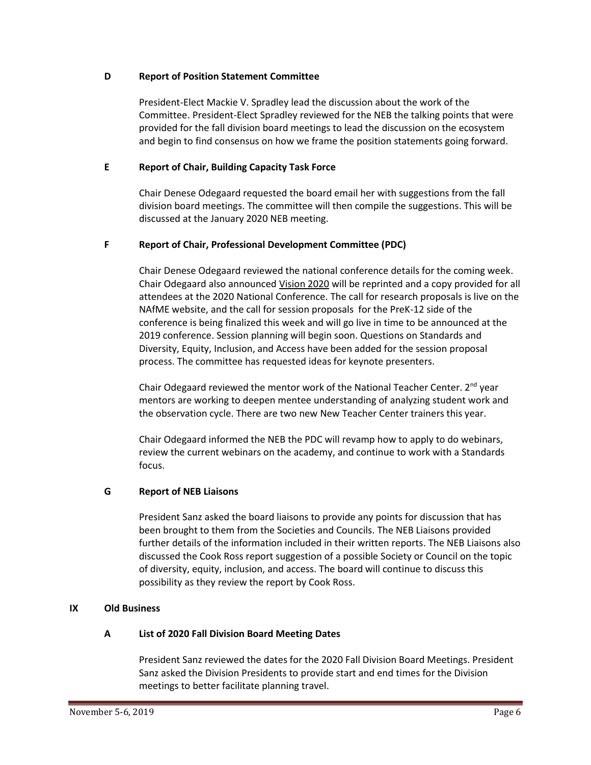### D Report of Position Statement Committee

President-Elect Mackie V. Spradley lead the discussion about the work of the Committee. President-Elect Spradley reviewed for the NEB the talking points that were provided for the fall division board meetings to lead the discussion on the ecosystem and begin to find consensus on how we frame the position statements going forward.

### E Report of Chair, Building Capacity Task Force

Chair Denese Odegaard requested the board email her with suggestions from the fall division board meetings. The committee will then compile the suggestions. This will be discussed at the January 2020 NEB meeting.

### F Report of Chair, Professional Development Committee (PDC)

Chair Denese Odegaard reviewed the national conference details for the coming week. Chair Odegaard also announced Vision 2020 will be reprinted and a copy provided for all attendees at the 2020 National Conference. The call for research proposals is live on the NAfME website, and the call for session proposals for the PreK-12 side of the conference is being finalized this week and will go live in time to be announced at the 2019 conference. Session planning will begin soon. Questions on Standards and Diversity, Equity, Inclusion, and Access have been added for the session proposal process. The committee has requested ideas for keynote presenters.

Chair Odegaard reviewed the mentor work of the National Teacher Center. 2nd year mentors are working to deepen mentee understanding of analyzing student work and the observation cycle. There are two new New Teacher Center trainers this year.

Chair Odegaard informed the NEB the PDC will revamp how to apply to do webinars, review the current webinars on the academy, and continue to work with a Standards focus.

### G Report of NEB Liaisons

President Sanz asked the board liaisons to provide any points for discussion that has been brought to them from the Societies and Councils. The NEB Liaisons provided further details of the information included in their written reports. The NEB Liaisons also discussed the Cook Ross report suggestion of a possible Society or Council on the topic of diversity, equity, inclusion, and access. The board will continue to discuss this possibility as they review the report by Cook Ross.

## IX Old Business

### A List of 2020 Fall Division Board Meeting Dates

President Sanz reviewed the dates for the 2020 Fall Division Board Meetings. President Sanz asked the Division Presidents to provide start and end times for the Division meetings to better facilitate planning travel.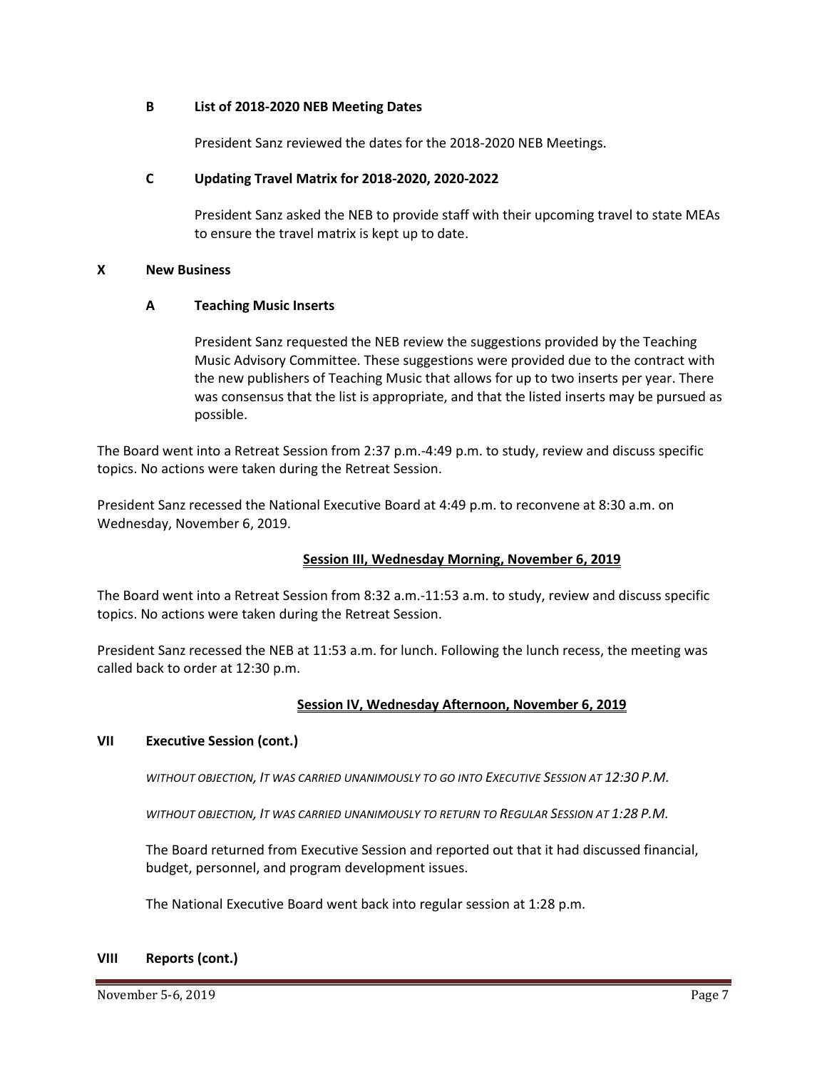### B List of 2018-2020 NEB Meeting Dates

President Sanz reviewed the dates for the 2018-2020 NEB Meetings.

### C Updating Travel Matrix for 2018-2020, 2020-2022

President Sanz asked the NEB to provide staff with their upcoming travel to state MEAs to ensure the travel matrix is kept up to date.

## X New Business

### A Teaching Music Inserts

President Sanz requested the NEB review the suggestions provided by the Teaching Music Advisory Committee. These suggestions were provided due to the contract with the new publishers of Teaching Music that allows for up to two inserts per year. There was consensus that the list is appropriate, and that the listed inserts may be pursued as possible.

The Board went into a Retreat Session from 2:37 p.m.-4:49 p.m. to study, review and discuss specific topics. No actions were taken during the Retreat Session.

President Sanz recessed the National Executive Board at 4:49 p.m. to reconvene at 8:30 a.m. on Wednesday, November 6, 2019.

**Session III, Wednesday Morning, November 6, 2019**

The Board went into a Retreat Session from 8:32 a.m.-11:53 a.m. to study, review and discuss specific topics. No actions were taken during the Retreat Session.

President Sanz recessed the NEB at 11:53 a.m. for lunch. Following the lunch recess, the meeting was called back to order at 12:30 p.m.

**Session IV, Wednesday Afternoon, November 6, 2019**

## VII Executive Session (cont.)

*WITHOUT OBJECTION, IT WAS CARRIED UNANIMOUSLY TO GO INTO EXECUTIVE SESSION AT 12:30 P.M.*

*WITHOUT OBJECTION, IT WAS CARRIED UNANIMOUSLY TO RETURN TO REGULAR SESSION AT 1:28 P.M.*

The Board returned from Executive Session and reported out that it had discussed financial, budget, personnel, and program development issues.

The National Executive Board went back into regular session at 1:28 p.m.

## VIII Reports (cont.)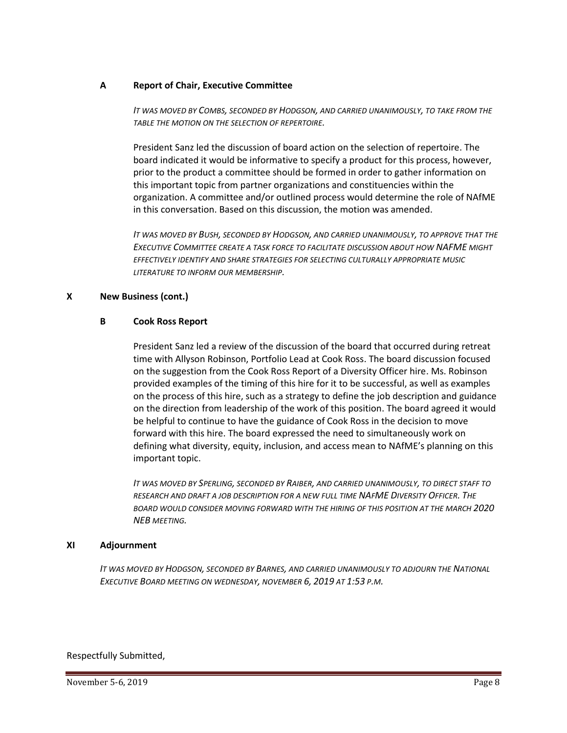### A Report of Chair, Executive Committee

*IT WAS MOVED BY COMBS, SECONDED BY HODGSON, AND CARRIED UNANIMOUSLY, TO TAKE FROM THE TABLE THE MOTION ON THE SELECTION OF REPERTOIRE.*

President Sanz led the discussion of board action on the selection of repertoire. The board indicated it would be informative to specify a product for this process, however, prior to the product a committee should be formed in order to gather information on this important topic from partner organizations and constituencies within the organization. A committee and/or outlined process would determine the role of NAfME in this conversation. Based on this discussion, the motion was amended.

*IT WAS MOVED BY BUSH, SECONDED BY HODGSON, AND CARRIED UNANIMOUSLY, TO APPROVE THAT THE EXECUTIVE COMMITTEE CREATE A TASK FORCE TO FACILITATE DISCUSSION ABOUT HOW NAFME MIGHT EFFECTIVELY IDENTIFY AND SHARE STRATEGIES FOR SELECTING CULTURALLY APPROPRIATE MUSIC LITERATURE TO INFORM OUR MEMBERSHIP.*

## X New Business (cont.)

### B Cook Ross Report

President Sanz led a review of the discussion of the board that occurred during retreat time with Allyson Robinson, Portfolio Lead at Cook Ross. The board discussion focused on the suggestion from the Cook Ross Report of a Diversity Officer hire. Ms. Robinson provided examples of the timing of this hire for it to be successful, as well as examples on the process of this hire, such as a strategy to define the job description and guidance on the direction from leadership of the work of this position. The board agreed it would be helpful to continue to have the guidance of Cook Ross in the decision to move forward with this hire. The board expressed the need to simultaneously work on defining what diversity, equity, inclusion, and access mean to NAfME's planning on this important topic.

*IT WAS MOVED BY SPERLING, SECONDED BY RAIBER, AND CARRIED UNANIMOUSLY, TO DIRECT STAFF TO RESEARCH AND DRAFT A JOB DESCRIPTION FOR A NEW FULL TIME NAFME DIVERSITY OFFICER. THE BOARD WOULD CONSIDER MOVING FORWARD WITH THE HIRING OF THIS POSITION AT THE MARCH 2020 NEB MEETING.*

## XI Adjournment

*IT WAS MOVED BY HODGSON, SECONDED BY BARNES, AND CARRIED UNANIMOUSLY TO ADJOURN THE NATIONAL EXECUTIVE BOARD MEETING ON WEDNESDAY, NOVEMBER 6, 2019 AT 1:53 P.M.*

Respectfully Submitted,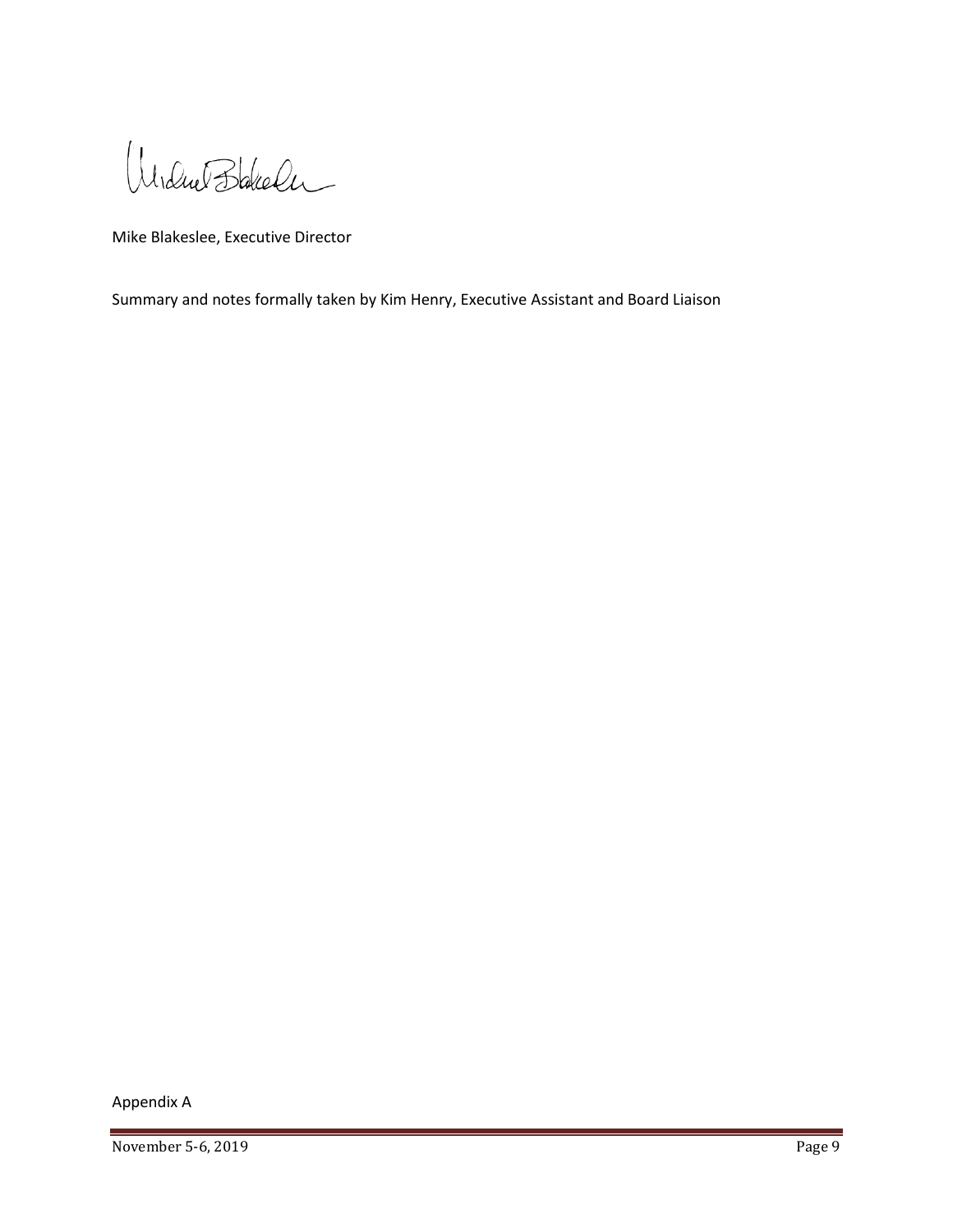Mike Blakeslee, Executive Director

Summary and notes formally taken by Kim Henry, Executive Assistant and Board Liaison

Appendix A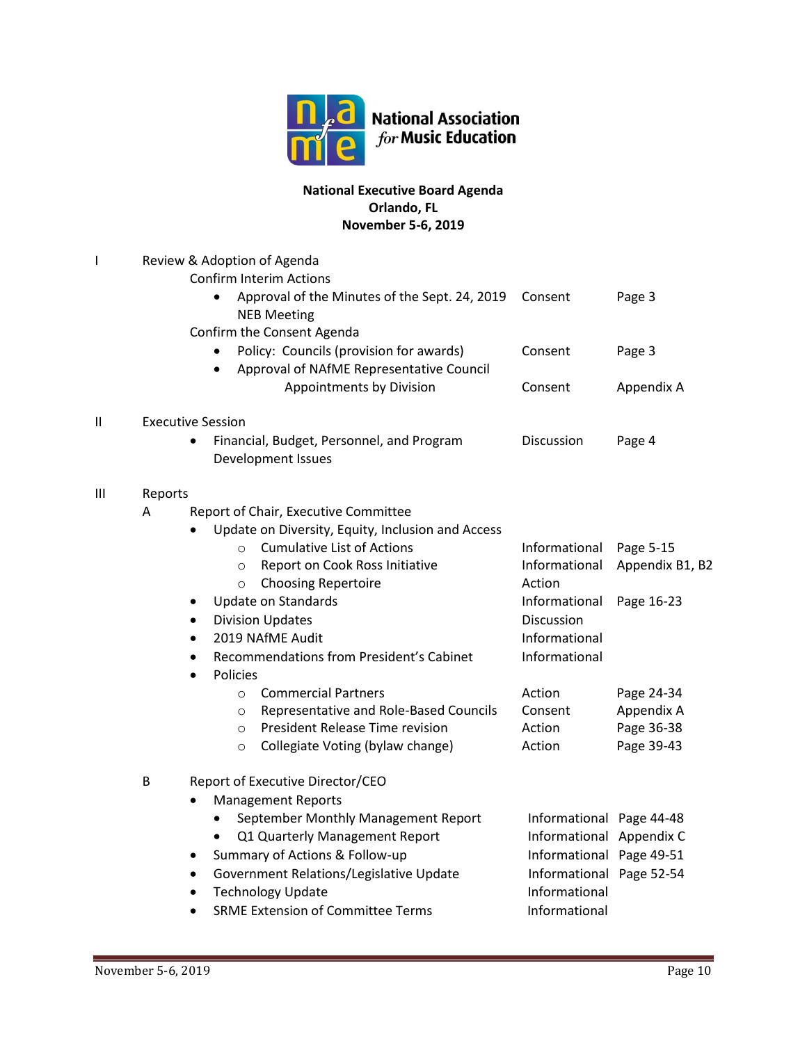**National Executive Board Agenda**
**Orlando, FL**
**November 5-6, 2019**

| | | | |
|---|---|---|---|
| **I** | **Review & Adoption of Agenda** | | |
| | Confirm Interim Actions | | |
| | • Approval of the Minutes of the Sept. 24, 2019 NEB Meeting | Consent | Page 3 |
| | Confirm the Consent Agenda | | |
| | • Policy: Councils (provision for awards) | Consent | Page 3 |
| | • Approval of NAfME Representative Council Appointments by Division | Consent | Appendix A |
| **II** | **Executive Session** | | |
| | • Financial, Budget, Personnel, and Program Development Issues | Discussion | Page 4 |
| **III** | **Reports** | | |
| A | Report of Chair, Executive Committee | | |
| | • Update on Diversity, Equity, Inclusion and Access | | |
| | ○ Cumulative List of Actions | Informational | Page 5-15 |
| | ○ Report on Cook Ross Initiative | Informational | Appendix B1, B2 |
| | ○ Choosing Repertoire | Action | |
| | • Update on Standards | Informational | Page 16-23 |
| | • Division Updates | Discussion | |
| | • 2019 NAfME Audit | Informational | |
| | • Recommendations from President's Cabinet | Informational | |
| | • Policies | | |
| | ○ Commercial Partners | Action | Page 24-34 |
| | ○ Representative and Role-Based Councils | Consent | Appendix A |
| | ○ President Release Time revision | Action | Page 36-38 |
| | ○ Collegiate Voting (bylaw change) | Action | Page 39-43 |
| B | Report of Executive Director/CEO | | |
| | • Management Reports | | |
| | • September Monthly Management Report | Informational | Page 44-48 |
| | • Q1 Quarterly Management Report | Informational | Appendix C |
| | • Summary of Actions & Follow-up | Informational | Page 49-51 |
| | • Government Relations/Legislative Update | Informational | Page 52-54 |
| | • Technology Update | Informational | |
| | • SRME Extension of Committee Terms | Informational | |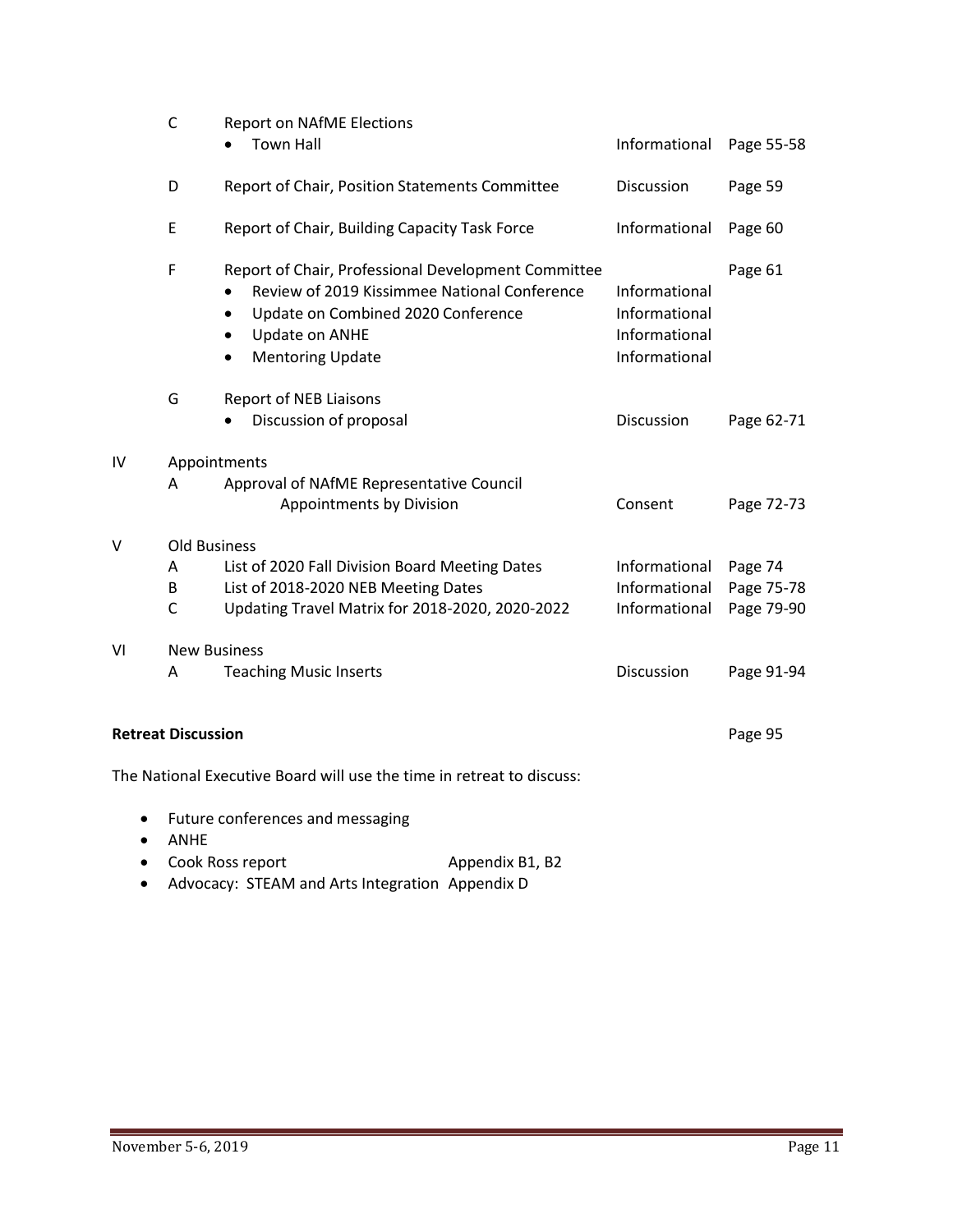| | | | | |
|---|---|---|---|---|
| | C | Report on NAfME Elections<br>• Town Hall | Informational | Page 55-58 |
| | D | Report of Chair, Position Statements Committee | Discussion | Page 59 |
| | E | Report of Chair, Building Capacity Task Force | Informational | Page 60 |
| | F | Report of Chair, Professional Development Committee | | Page 61 |
| | | • Review of 2019 Kissimmee National Conference | Informational | |
| | | • Update on Combined 2020 Conference | Informational | |
| | | • Update on ANHE | Informational | |
| | | • Mentoring Update | Informational | |
| | G | Report of NEB Liaisons<br>• Discussion of proposal | Discussion | Page 62-71 |
| IV | Appointments | | | |
| | A | Approval of NAfME Representative Council Appointments by Division | Consent | Page 72-73 |
| V | Old Business | | | |
| | A | List of 2020 Fall Division Board Meeting Dates | Informational | Page 74 |
| | B | List of 2018-2020 NEB Meeting Dates | Informational | Page 75-78 |
| | C | Updating Travel Matrix for 2018-2020, 2020-2022 | Informational | Page 79-90 |
| VI | New Business | | | |
| | A | Teaching Music Inserts | Discussion | Page 91-94 |

**Retreat Discussion** Page 95

The National Executive Board will use the time in retreat to discuss:

- Future conferences and messaging
- ANHE
- Cook Ross report Appendix B1, B2
- Advocacy: STEAM and Arts Integration Appendix D